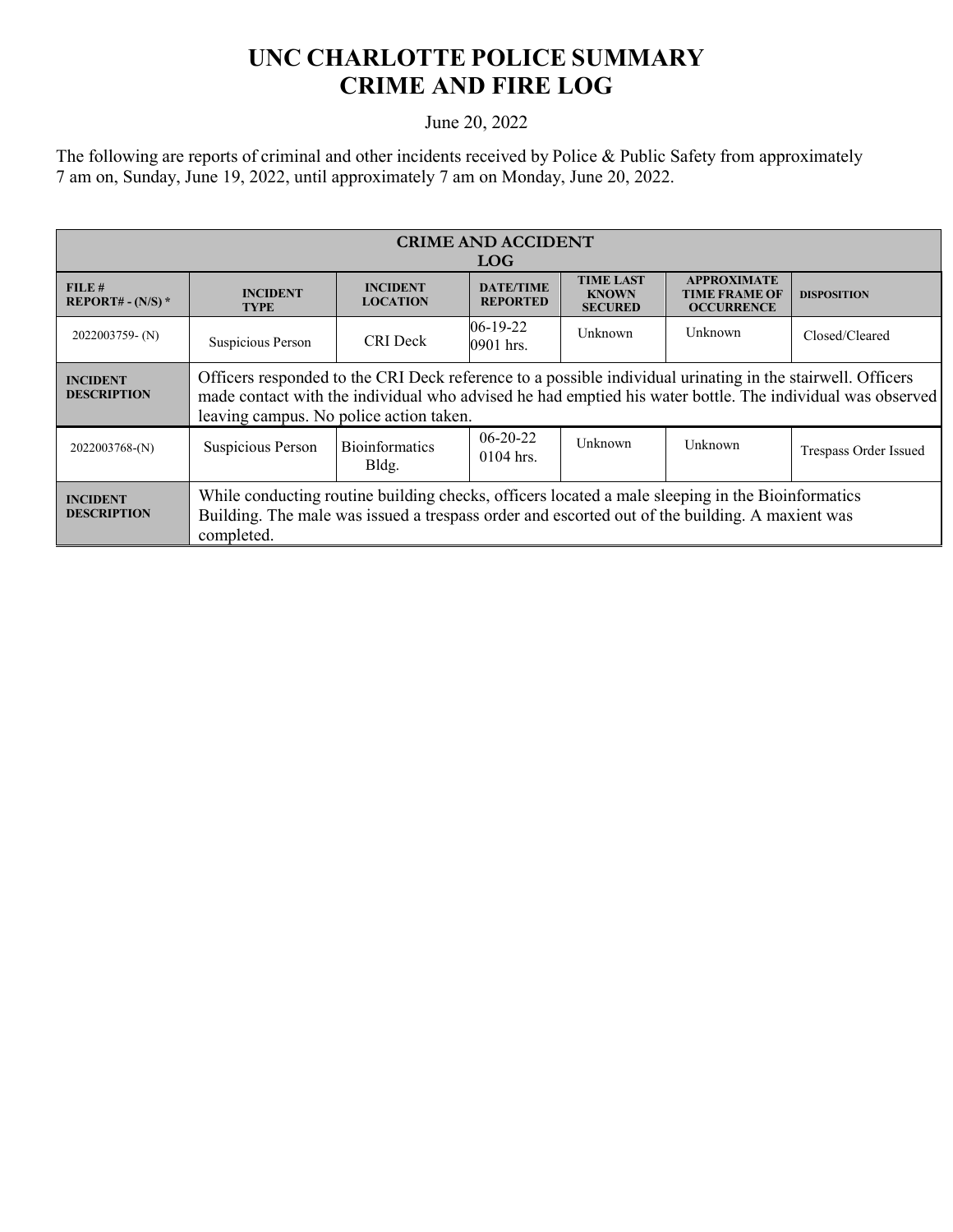# UNC CHARLOTTE POLICE SUMMARY
# CRIME AND FIRE LOG

June 20, 2022

The following are reports of criminal and other incidents received by Police & Public Safety from approximately 7 am on, Sunday, June 19, 2022, until approximately 7 am on Monday, June 20, 2022.

| CRIME AND ACCIDENT LOG | | | | | | |
|---|---|---|---|---|---|---|
| **FILE # REPORT# - (N/S) *** | **INCIDENT TYPE** | **INCIDENT LOCATION** | **DATE/TIME REPORTED** | **TIME LAST KNOWN SECURED** | **APPROXIMATE TIME FRAME OF OCCURRENCE** | **DISPOSITION** |
| 2022003759- (N) | Suspicious Person | CRI Deck | 06-19-22 0901 hrs. | Unknown | Unknown | Closed/Cleared |
| **INCIDENT DESCRIPTION** | Officers responded to the CRI Deck reference to a possible individual urinating in the stairwell. Officers made contact with the individual who advised he had emptied his water bottle. The individual was observed leaving campus. No police action taken. | | | | | |
| 2022003768-(N) | Suspicious Person | Bioinformatics Bldg. | 06-20-22 0104 hrs. | Unknown | Unknown | Trespass Order Issued |
| **INCIDENT DESCRIPTION** | While conducting routine building checks, officers located a male sleeping in the Bioinformatics Building. The male was issued a trespass order and escorted out of the building. A maxient was completed. | | | | | |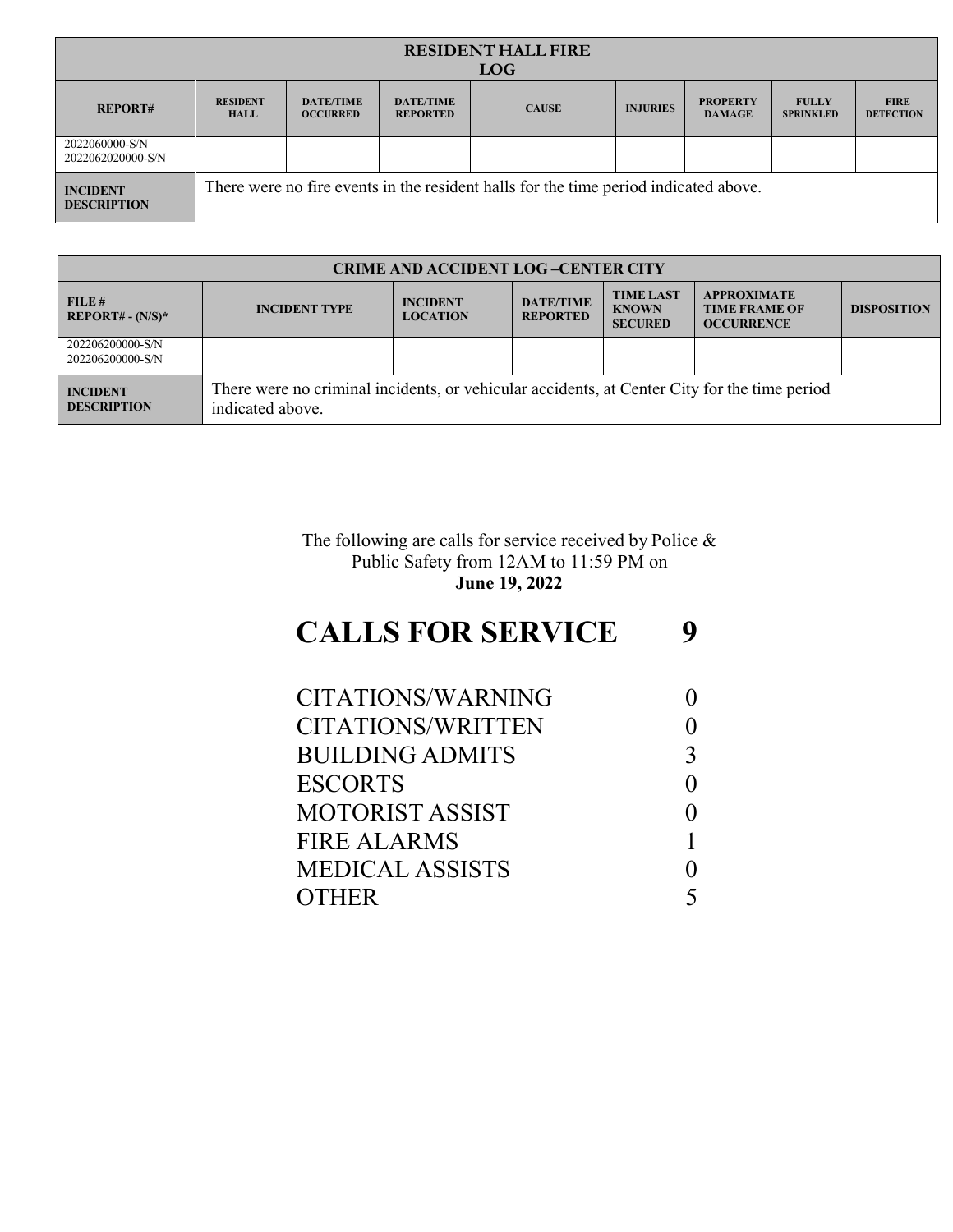| RESIDENT HALL FIRE LOG | | | | | | | | |
|---|---|---|---|---|---|---|---|---|
| **REPORT#** | **RESIDENT HALL** | **DATE/TIME OCCURRED** | **DATE/TIME REPORTED** | **CAUSE** | **INJURIES** | **PROPERTY DAMAGE** | **FULLY SPRINKLED** | **FIRE DETECTION** |
| 2022060000-S/N 2022062020000-S/N | | | | | | | | |
| **INCIDENT DESCRIPTION** | There were no fire events in the resident halls for the time period indicated above. | | | | | | | |

| CRIME AND ACCIDENT LOG –CENTER CITY | | | | | | |
|---|---|---|---|---|---|---|
| **FILE # REPORT# - (N/S)*** | **INCIDENT TYPE** | **INCIDENT LOCATION** | **DATE/TIME REPORTED** | **TIME LAST KNOWN SECURED** | **APPROXIMATE TIME FRAME OF OCCURRENCE** | **DISPOSITION** |
| 202206200000-S/N 202206200000-S/N | | | | | | |
| **INCIDENT DESCRIPTION** | There were no criminal incidents, or vehicular accidents, at Center City for the time period indicated above. | | | | | |

The following are calls for service received by Police & Public Safety from 12AM to 11:59 PM on
**June 19, 2022**

# CALLS FOR SERVICE 9

| | |
|---|---|
| CITATIONS/WARNING | 0 |
| CITATIONS/WRITTEN | 0 |
| BUILDING ADMITS | 3 |
| ESCORTS | 0 |
| MOTORIST ASSIST | 0 |
| FIRE ALARMS | 1 |
| MEDICAL ASSISTS | 0 |
| OTHER | 5 |